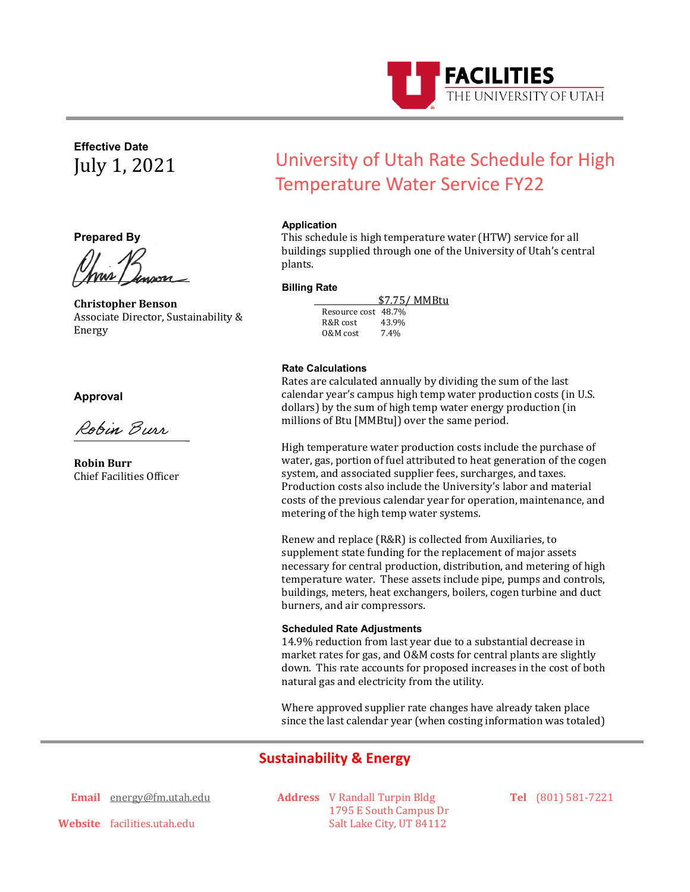FACILITIES
THE UNIVERSITY OF UTAH

**Effective Date**
July 1, 2021

# University of Utah Rate Schedule for High Temperature Water Service FY22

**Prepared By**

**Christopher Benson**
Associate Director, Sustainability & Energy

**Approval**

**Robin Burr**
Chief Facilities Officer

### Application

This schedule is high temperature water (HTW) service for all buildings supplied through one of the University of Utah's central plants.

### Billing Rate

$7.75/ MMBtu

| | |
|---|---|
| Resource cost | 48.7% |
| R&R cost | 43.9% |
| O&M cost | 7.4% |

### Rate Calculations

Rates are calculated annually by dividing the sum of the last calendar year's campus high temp water production costs (in U.S. dollars) by the sum of high temp water energy production (in millions of Btu [MMBtu]) over the same period.

High temperature water production costs include the purchase of water, gas, portion of fuel attributed to heat generation of the cogen system, and associated supplier fees, surcharges, and taxes. Production costs also include the University's labor and material costs of the previous calendar year for operation, maintenance, and metering of the high temp water systems.

Renew and replace (R&R) is collected from Auxiliaries, to supplement state funding for the replacement of major assets necessary for central production, distribution, and metering of high temperature water. These assets include pipe, pumps and controls, buildings, meters, heat exchangers, boilers, cogen turbine and duct burners, and air compressors.

### Scheduled Rate Adjustments

14.9% reduction from last year due to a substantial decrease in market rates for gas, and O&M costs for central plants are slightly down. This rate accounts for proposed increases in the cost of both natural gas and electricity from the utility.

Where approved supplier rate changes have already taken place since the last calendar year (when costing information was totaled)

**Sustainability & Energy**

**Email** energy@fm.utah.edu
**Website** facilities.utah.edu
**Address** V Randall Turpin Bldg, 1795 E South Campus Dr, Salt Lake City, UT 84112
**Tel** (801) 581-7221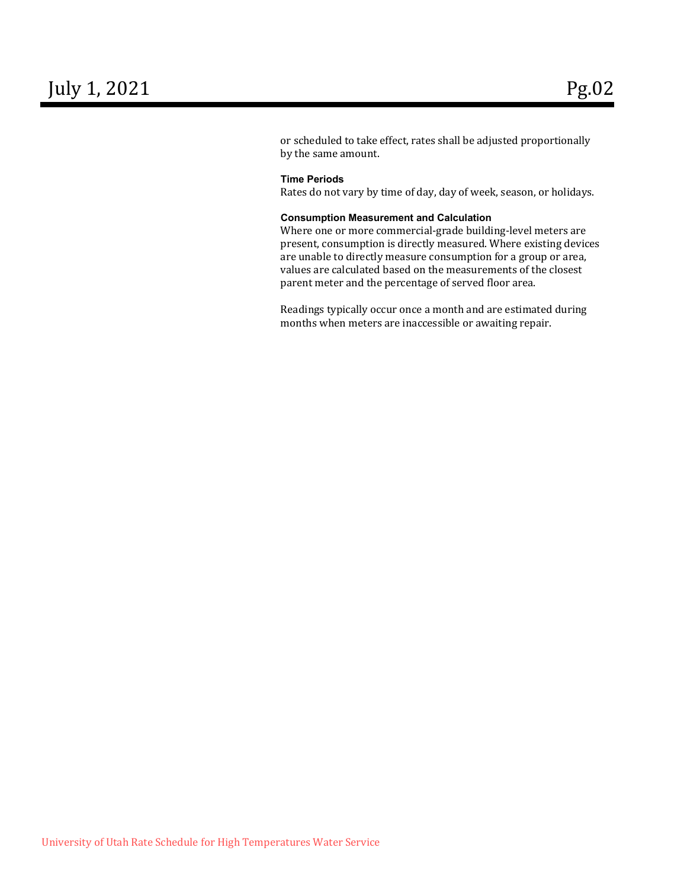or scheduled to take effect, rates shall be adjusted proportionally by the same amount.

### Time Periods

Rates do not vary by time of day, day of week, season, or holidays.

### Consumption Measurement and Calculation

Where one or more commercial-grade building-level meters are present, consumption is directly measured. Where existing devices are unable to directly measure consumption for a group or area, values are calculated based on the measurements of the closest parent meter and the percentage of served floor area.

Readings typically occur once a month and are estimated during months when meters are inaccessible or awaiting repair.